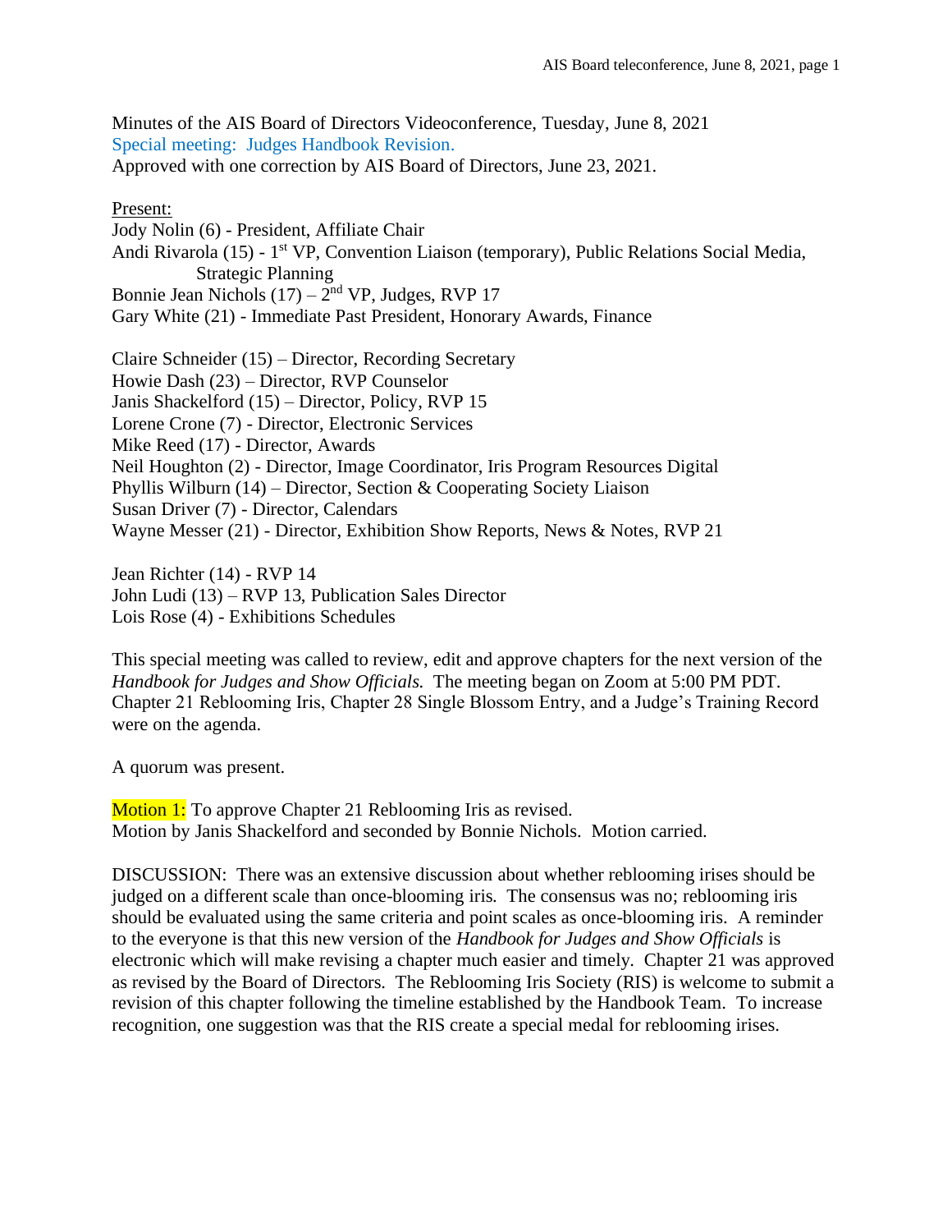Minutes of the AIS Board of Directors Videoconference, Tuesday, June 8, 2021
Special meeting: Judges Handbook Revision.
Approved with one correction by AIS Board of Directors, June 23, 2021.

Present:
Jody Nolin (6) - President, Affiliate Chair
Andi Rivarola (15) - 1st VP, Convention Liaison (temporary), Public Relations Social Media, Strategic Planning
Bonnie Jean Nichols (17) – 2nd VP, Judges, RVP 17
Gary White (21) - Immediate Past President, Honorary Awards, Finance

Claire Schneider (15) – Director, Recording Secretary
Howie Dash (23) – Director, RVP Counselor
Janis Shackelford (15) – Director, Policy, RVP 15
Lorene Crone (7) - Director, Electronic Services
Mike Reed (17) - Director, Awards
Neil Houghton (2) - Director, Image Coordinator, Iris Program Resources Digital
Phyllis Wilburn (14) – Director, Section & Cooperating Society Liaison
Susan Driver (7) - Director, Calendars
Wayne Messer (21) - Director, Exhibition Show Reports, News & Notes, RVP 21

Jean Richter (14) - RVP 14
John Ludi (13) – RVP 13, Publication Sales Director
Lois Rose (4) - Exhibitions Schedules

This special meeting was called to review, edit and approve chapters for the next version of the *Handbook for Judges and Show Officials.* The meeting began on Zoom at 5:00 PM PDT. Chapter 21 Reblooming Iris, Chapter 28 Single Blossom Entry, and a Judge's Training Record were on the agenda.

A quorum was present.

Motion 1: To approve Chapter 21 Reblooming Iris as revised.
Motion by Janis Shackelford and seconded by Bonnie Nichols. Motion carried.

DISCUSSION: There was an extensive discussion about whether reblooming irises should be judged on a different scale than once-blooming iris. The consensus was no; reblooming iris should be evaluated using the same criteria and point scales as once-blooming iris. A reminder to the everyone is that this new version of the *Handbook for Judges and Show Officials* is electronic which will make revising a chapter much easier and timely. Chapter 21 was approved as revised by the Board of Directors. The Reblooming Iris Society (RIS) is welcome to submit a revision of this chapter following the timeline established by the Handbook Team. To increase recognition, one suggestion was that the RIS create a special medal for reblooming irises.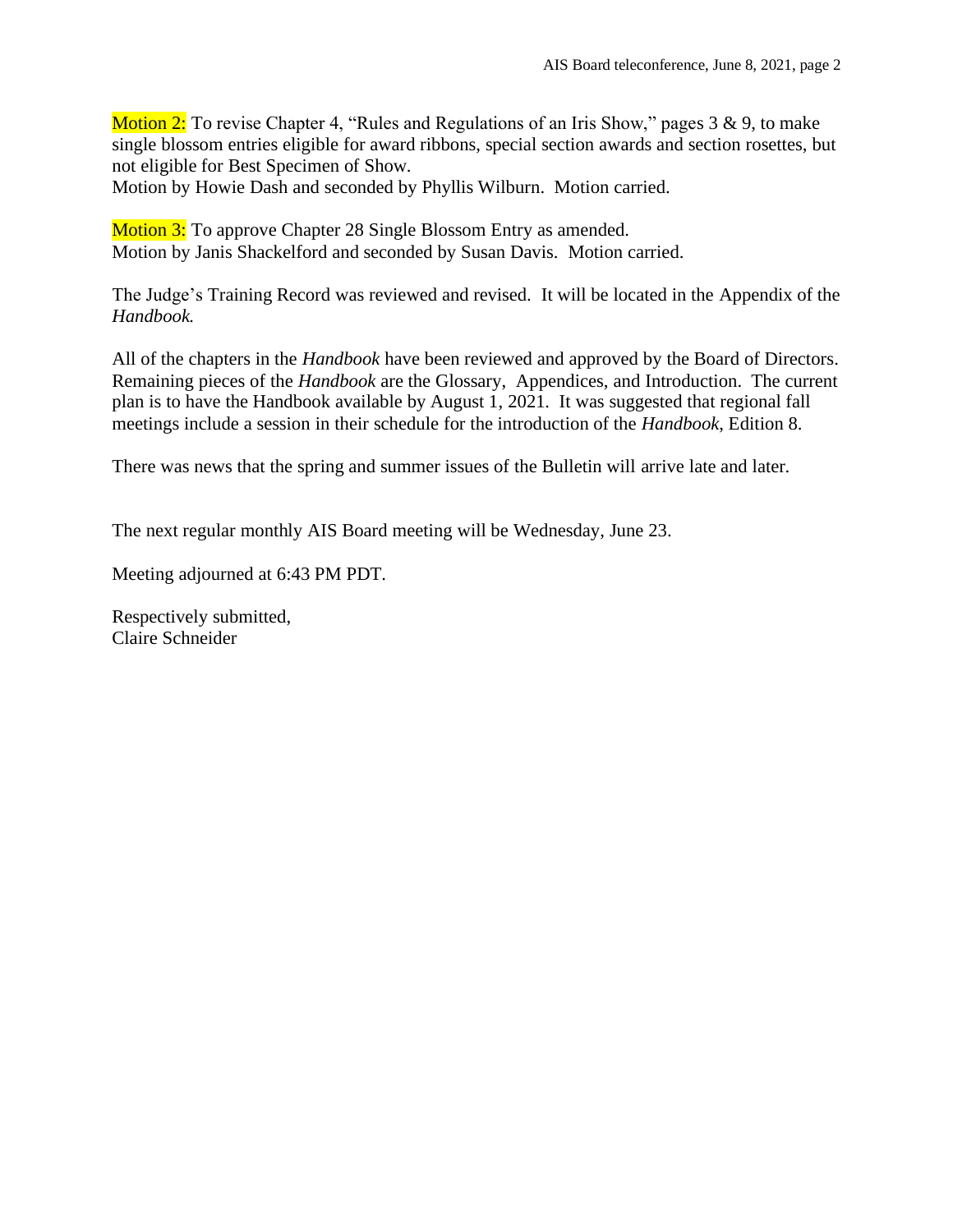Motion 2: To revise Chapter 4, "Rules and Regulations of an Iris Show," pages 3 & 9, to make single blossom entries eligible for award ribbons, special section awards and section rosettes, but not eligible for Best Specimen of Show.
Motion by Howie Dash and seconded by Phyllis Wilburn. Motion carried.

Motion 3: To approve Chapter 28 Single Blossom Entry as amended.
Motion by Janis Shackelford and seconded by Susan Davis. Motion carried.

The Judge's Training Record was reviewed and revised. It will be located in the Appendix of the *Handbook.*

All of the chapters in the *Handbook* have been reviewed and approved by the Board of Directors. Remaining pieces of the *Handbook* are the Glossary, Appendices, and Introduction. The current plan is to have the Handbook available by August 1, 2021. It was suggested that regional fall meetings include a session in their schedule for the introduction of the *Handbook*, Edition 8.

There was news that the spring and summer issues of the Bulletin will arrive late and later.

The next regular monthly AIS Board meeting will be Wednesday, June 23.

Meeting adjourned at 6:43 PM PDT.

Respectively submitted,
Claire Schneider